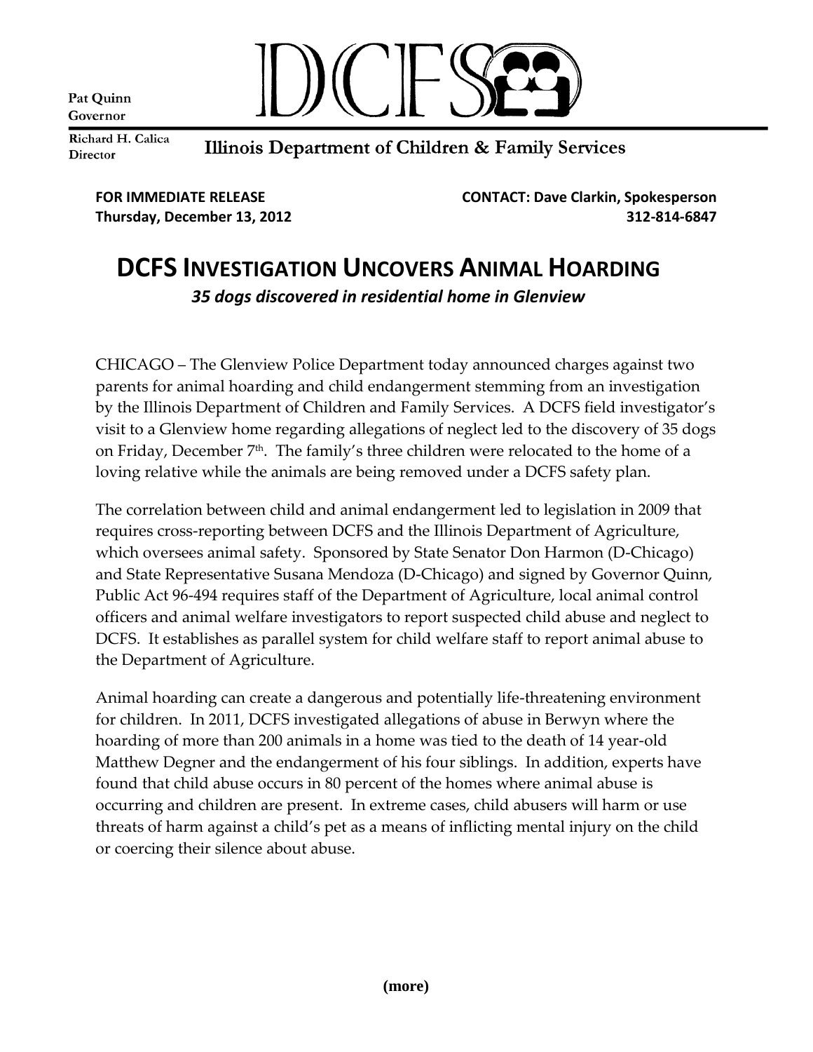Pat Quinn
Governor

Richard H. Calica
Director

DCFS

Illinois Department of Children & Family Services

**FOR IMMEDIATE RELEASE**
**Thursday, December 13, 2012**

**CONTACT: Dave Clarkin, Spokesperson**
**312-814-6847**

# DCFS INVESTIGATION UNCOVERS ANIMAL HOARDING

***35 dogs discovered in residential home in Glenview***

CHICAGO – The Glenview Police Department today announced charges against two parents for animal hoarding and child endangerment stemming from an investigation by the Illinois Department of Children and Family Services. A DCFS field investigator's visit to a Glenview home regarding allegations of neglect led to the discovery of 35 dogs on Friday, December 7th. The family's three children were relocated to the home of a loving relative while the animals are being removed under a DCFS safety plan.

The correlation between child and animal endangerment led to legislation in 2009 that requires cross-reporting between DCFS and the Illinois Department of Agriculture, which oversees animal safety. Sponsored by State Senator Don Harmon (D-Chicago) and State Representative Susana Mendoza (D-Chicago) and signed by Governor Quinn, Public Act 96-494 requires staff of the Department of Agriculture, local animal control officers and animal welfare investigators to report suspected child abuse and neglect to DCFS. It establishes as parallel system for child welfare staff to report animal abuse to the Department of Agriculture.

Animal hoarding can create a dangerous and potentially life-threatening environment for children. In 2011, DCFS investigated allegations of abuse in Berwyn where the hoarding of more than 200 animals in a home was tied to the death of 14 year-old Matthew Degner and the endangerment of his four siblings. In addition, experts have found that child abuse occurs in 80 percent of the homes where animal abuse is occurring and children are present. In extreme cases, child abusers will harm or use threats of harm against a child's pet as a means of inflicting mental injury on the child or coercing their silence about abuse.

**(more)**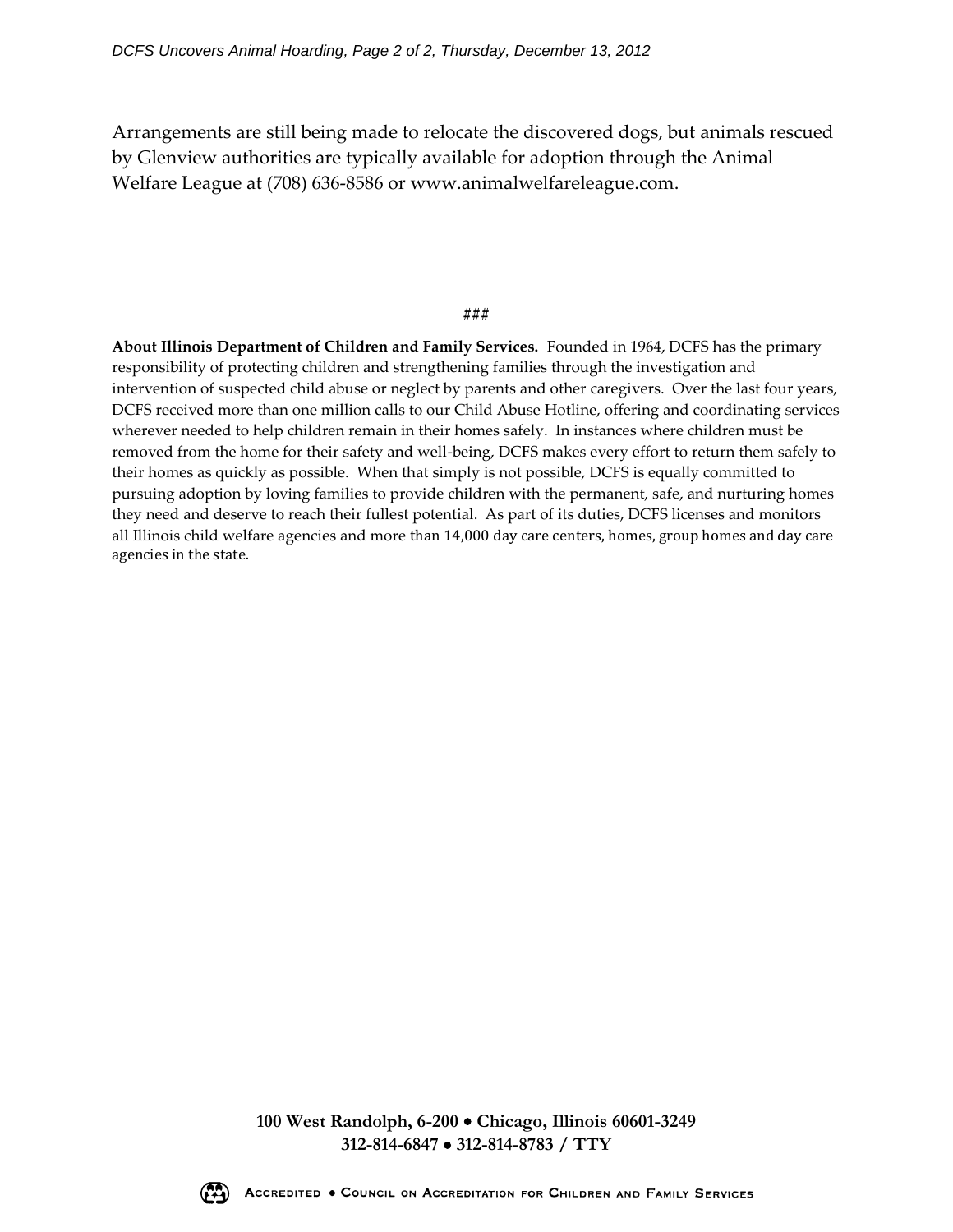Arrangements are still being made to relocate the discovered dogs, but animals rescued by Glenview authorities are typically available for adoption through the Animal Welfare League at (708) 636-8586 or www.animalwelfareleague.com.

###

**About Illinois Department of Children and Family Services.** Founded in 1964, DCFS has the primary responsibility of protecting children and strengthening families through the investigation and intervention of suspected child abuse or neglect by parents and other caregivers. Over the last four years, DCFS received more than one million calls to our Child Abuse Hotline, offering and coordinating services wherever needed to help children remain in their homes safely. In instances where children must be removed from the home for their safety and well-being, DCFS makes every effort to return them safely to their homes as quickly as possible. When that simply is not possible, DCFS is equally committed to pursuing adoption by loving families to provide children with the permanent, safe, and nurturing homes they need and deserve to reach their fullest potential. As part of its duties, DCFS licenses and monitors all Illinois child welfare agencies and more than 14,000 day care centers, homes, group homes and day care agencies in the state.

**100 West Randolph, 6-200 • Chicago, Illinois 60601-3249**
**312-814-6847 • 312-814-8783 / TTY**

ACCREDITED • COUNCIL ON ACCREDITATION FOR CHILDREN AND FAMILY SERVICES